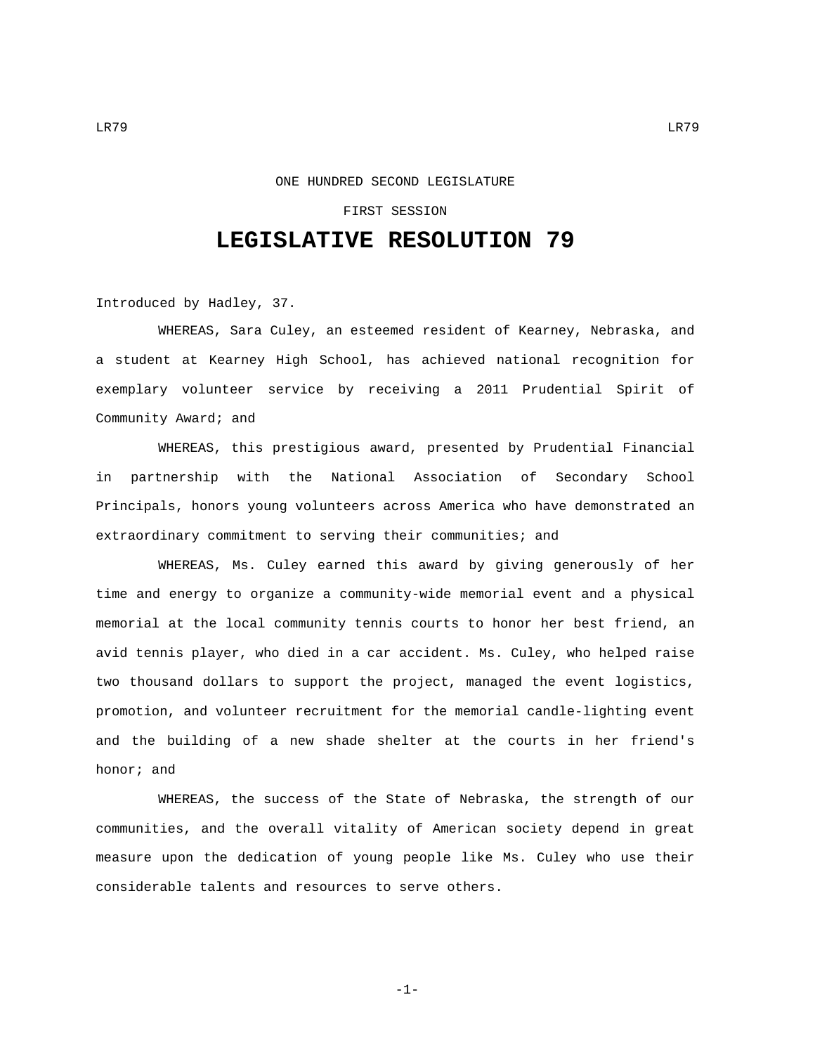ONE HUNDRED SECOND LEGISLATURE

FIRST SESSION

# LEGISLATIVE RESOLUTION 79

Introduced by Hadley, 37.

WHEREAS, Sara Culey, an esteemed resident of Kearney, Nebraska, and a student at Kearney High School, has achieved national recognition for exemplary volunteer service by receiving a 2011 Prudential Spirit of Community Award; and

WHEREAS, this prestigious award, presented by Prudential Financial in partnership with the National Association of Secondary School Principals, honors young volunteers across America who have demonstrated an extraordinary commitment to serving their communities; and

WHEREAS, Ms. Culey earned this award by giving generously of her time and energy to organize a community-wide memorial event and a physical memorial at the local community tennis courts to honor her best friend, an avid tennis player, who died in a car accident. Ms. Culey, who helped raise two thousand dollars to support the project, managed the event logistics, promotion, and volunteer recruitment for the memorial candle-lighting event and the building of a new shade shelter at the courts in her friend's honor; and

WHEREAS, the success of the State of Nebraska, the strength of our communities, and the overall vitality of American society depend in great measure upon the dedication of young people like Ms. Culey who use their considerable talents and resources to serve others.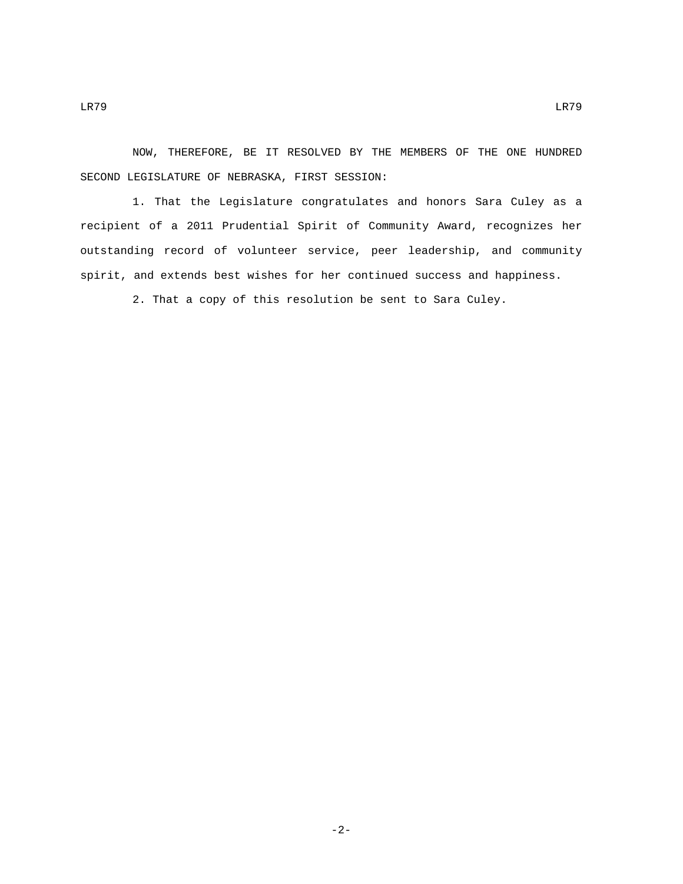NOW, THEREFORE, BE IT RESOLVED BY THE MEMBERS OF THE ONE HUNDRED SECOND LEGISLATURE OF NEBRASKA, FIRST SESSION:

1. That the Legislature congratulates and honors Sara Culey as a recipient of a 2011 Prudential Spirit of Community Award, recognizes her outstanding record of volunteer service, peer leadership, and community spirit, and extends best wishes for her continued success and happiness.

2. That a copy of this resolution be sent to Sara Culey.